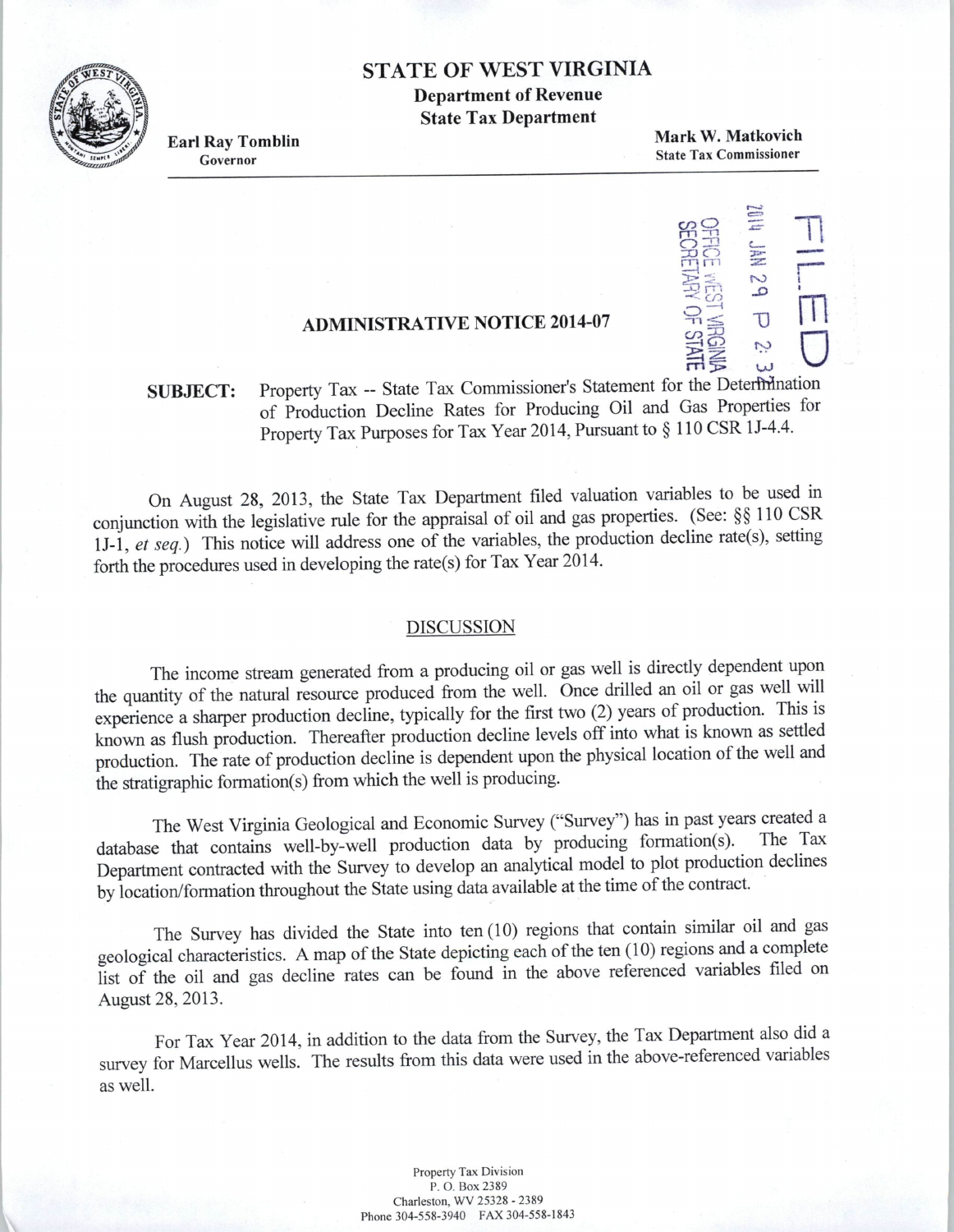# STATE OF WEST VIRGINIA

**Department of Revenue**
**State Tax Department**

**Earl Ray Tomblin**
Governor

**Mark W. Matkovich**
State Tax Commissioner

FILED
2014 JAN 29 P 2: 3?
OFFICE WEST VIRGINIA
SECRETARY OF STATE

## ADMINISTRATIVE NOTICE 2014-07

**SUBJECT:** Property Tax -- State Tax Commissioner's Statement for the Determination of Production Decline Rates for Producing Oil and Gas Properties for Property Tax Purposes for Tax Year 2014, Pursuant to § 110 CSR 1J-4.4.

On August 28, 2013, the State Tax Department filed valuation variables to be used in conjunction with the legislative rule for the appraisal of oil and gas properties. (See: §§ 110 CSR 1J-1, *et seq.*) This notice will address one of the variables, the production decline rate(s), setting forth the procedures used in developing the rate(s) for Tax Year 2014.

### DISCUSSION

The income stream generated from a producing oil or gas well is directly dependent upon the quantity of the natural resource produced from the well. Once drilled an oil or gas well will experience a sharper production decline, typically for the first two (2) years of production. This is known as flush production. Thereafter production decline levels off into what is known as settled production. The rate of production decline is dependent upon the physical location of the well and the stratigraphic formation(s) from which the well is producing.

The West Virginia Geological and Economic Survey ("Survey") has in past years created a database that contains well-by-well production data by producing formation(s). The Tax Department contracted with the Survey to develop an analytical model to plot production declines by location/formation throughout the State using data available at the time of the contract.

The Survey has divided the State into ten (10) regions that contain similar oil and gas geological characteristics. A map of the State depicting each of the ten (10) regions and a complete list of the oil and gas decline rates can be found in the above referenced variables filed on August 28, 2013.

For Tax Year 2014, in addition to the data from the Survey, the Tax Department also did a survey for Marcellus wells. The results from this data were used in the above-referenced variables as well.

Property Tax Division
P. O. Box 2389
Charleston, WV 25328 - 2389
Phone 304-558-3940 FAX 304-558-1843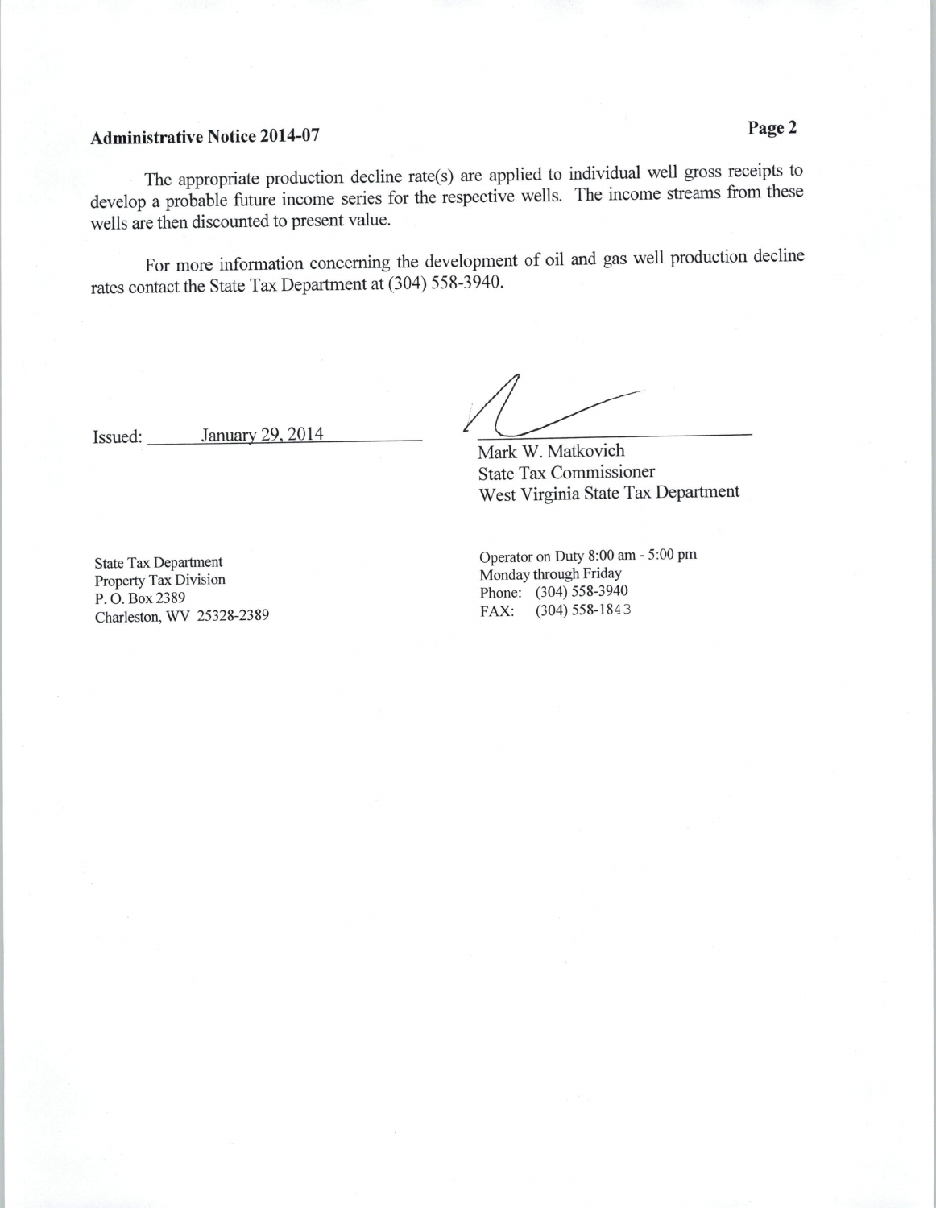The appropriate production decline rate(s) are applied to individual well gross receipts to develop a probable future income series for the respective wells. The income streams from these wells are then discounted to present value.

For more information concerning the development of oil and gas well production decline rates contact the State Tax Department at (304) 558-3940.

Issued: January 29, 2014

Mark W. Matkovich
State Tax Commissioner
West Virginia State Tax Department

State Tax Department
Property Tax Division
P. O. Box 2389
Charleston, WV 25328-2389

Operator on Duty 8:00 am - 5:00 pm
Monday through Friday
Phone: (304) 558-3940
FAX: (304) 558-1843